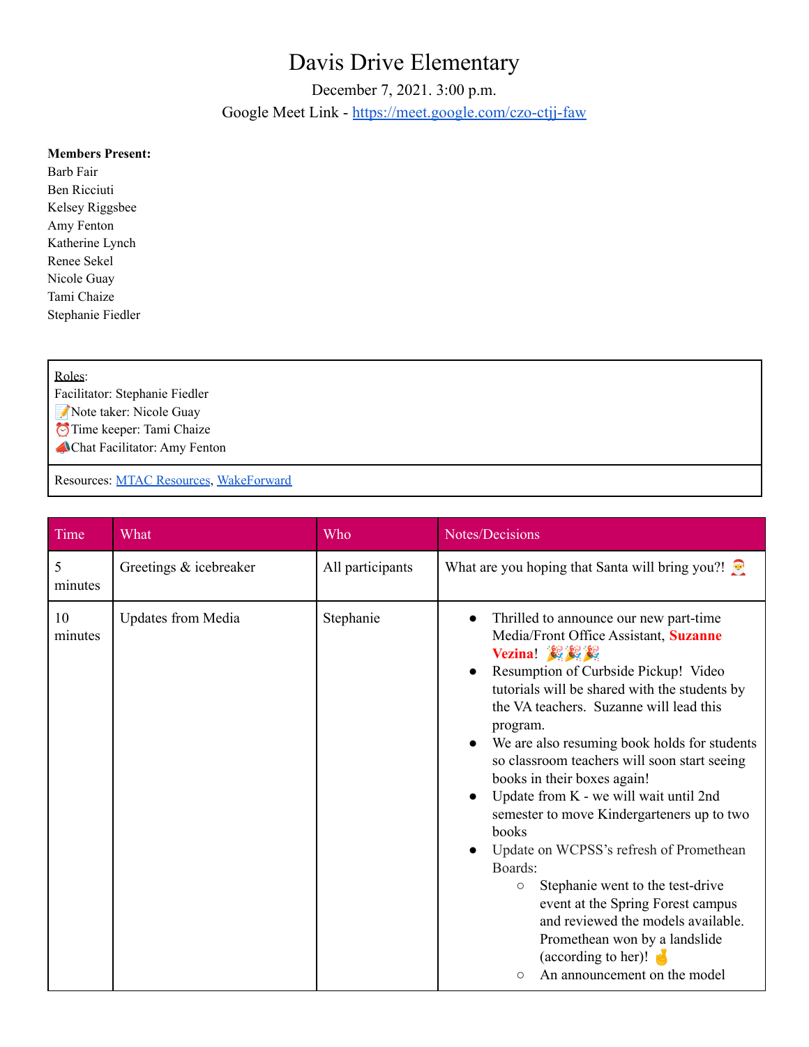# Davis Drive Elementary

December 7, 2021. 3:00 p.m.

Google Meet Link - https://meet.google.com/czo-ctjj-faw

**Members Present:**
Barb Fair
Ben Ricciuti
Kelsey Riggsbee
Amy Fenton
Katherine Lynch
Renee Sekel
Nicole Guay
Tami Chaize
Stephanie Fiedler

| Roles: Facilitator: Stephanie Fiedler<br>📝Note taker: Nicole Guay<br>⏰Time keeper: Tami Chaize<br>📣Chat Facilitator: Amy Fenton |
|---|
| Resources: MTAC Resources, WakeForward |

| Time | What | Who | Notes/Decisions |
|---|---|---|---|
| 5 minutes | Greetings & icebreaker | All participants | What are you hoping that Santa will bring you?! 🎅 |
| 10 minutes | Updates from Media | Stephanie | • Thrilled to announce our new part-time Media/Front Office Assistant, **Suzanne Vezina**! 🎉🎉🎉<br>• Resumption of Curbside Pickup! Video tutorials will be shared with the students by the VA teachers. Suzanne will lead this program.<br>• We are also resuming book holds for students so classroom teachers will soon start seeing books in their boxes again!<br>• Update from K - we will wait until 2nd semester to move Kindergarteners up to two books<br>• Update on WCPSS's refresh of Promethean Boards:<br>&nbsp;&nbsp;&nbsp;&nbsp;○ Stephanie went to the test-drive event at the Spring Forest campus and reviewed the models available. Promethean won by a landslide (according to her)! 🤞<br>&nbsp;&nbsp;&nbsp;&nbsp;○ An announcement on the model |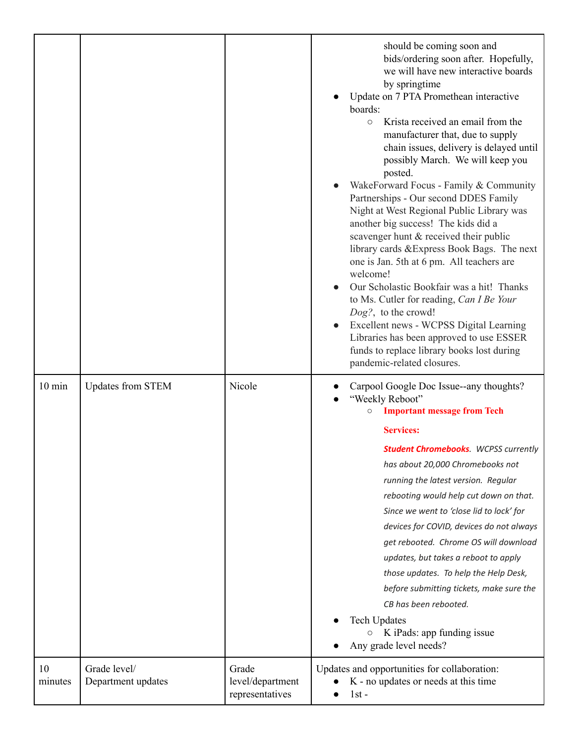| | | | |
|---|---|---|---|
| | | | should be coming soon and bids/ordering soon after. Hopefully, we will have new interactive boards by springtime<br>● Update on 7 PTA Promethean interactive boards:<br>○ Krista received an email from the manufacturer that, due to supply chain issues, delivery is delayed until possibly March. We will keep you posted.<br>● WakeForward Focus - Family & Community Partnerships - Our second DDES Family Night at West Regional Public Library was another big success! The kids did a scavenger hunt & received their public library cards &Express Book Bags. The next one is Jan. 5th at 6 pm. All teachers are welcome!<br>● Our Scholastic Bookfair was a hit! Thanks to Ms. Cutler for reading, *Can I Be Your Dog?*, to the crowd!<br>● Excellent news - WCPSS Digital Learning Libraries has been approved to use ESSER funds to replace library books lost during pandemic-related closures. |
| 10 min | Updates from STEM | Nicole | ● Carpool Google Doc Issue--any thoughts?<br>● "Weekly Reboot"<br>○ **Important message from Tech Services:**<br>***Student Chromebooks****. WCPSS currently has about 20,000 Chromebooks not running the latest version. Regular rebooting would help cut down on that. Since we went to 'close lid to lock' for devices for COVID, devices do not always get rebooted. Chrome OS will download updates, but takes a reboot to apply those updates. To help the Help Desk, before submitting tickets, make sure the CB has been rebooted.*<br>● Tech Updates<br>○ K iPads: app funding issue<br>● Any grade level needs? |
| 10 minutes | Grade level/ Department updates | Grade level/department representatives | Updates and opportunities for collaboration:<br>● K - no updates or needs at this time<br>● 1st - |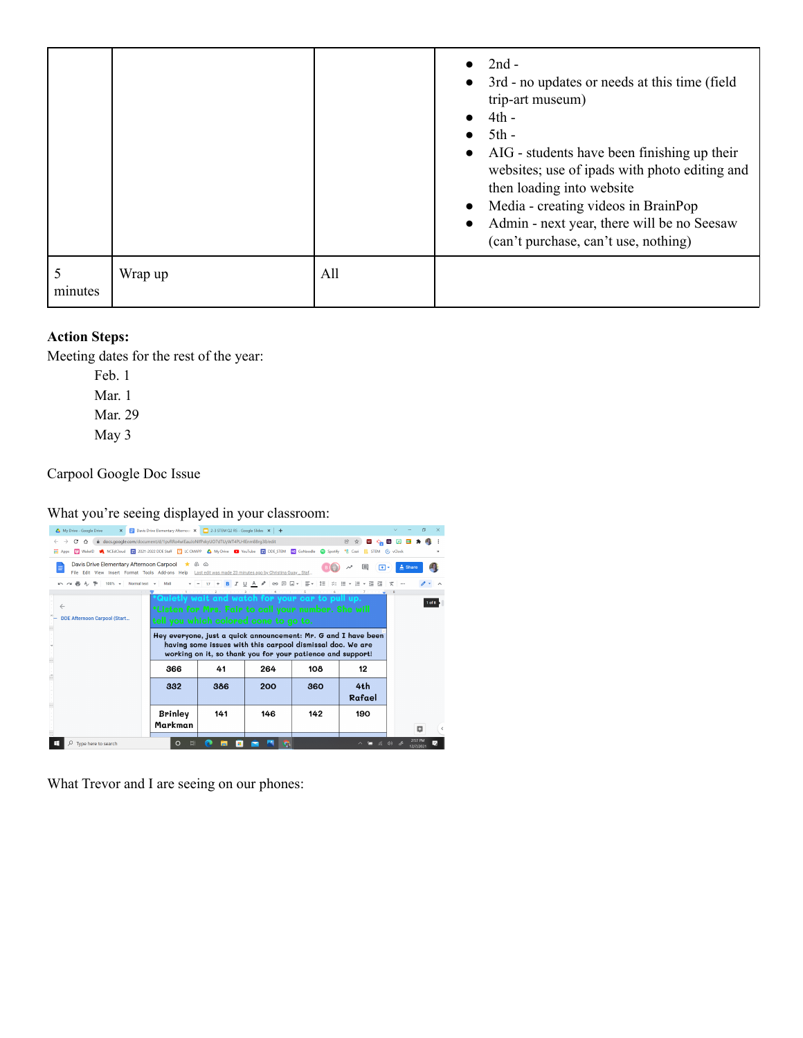|  |  |  | • 2nd -<br>• 3rd - no updates or needs at this time (field trip-art museum)<br>• 4th -<br>• 5th -<br>• AIG - students have been finishing up their websites; use of ipads with photo editing and then loading into website<br>• Media - creating videos in BrainPop<br>• Admin - next year, there will be no Seesaw (can't purchase, can't use, nothing) |
|---|---|---|---|
| 5 minutes | Wrap up | All |  |

**Action Steps:**

Meeting dates for the rest of the year:

Feb. 1
Mar. 1
Mar. 29
May 3

Carpool Google Doc Issue

What you're seeing displayed in your classroom:

What Trevor and I are seeing on our phones: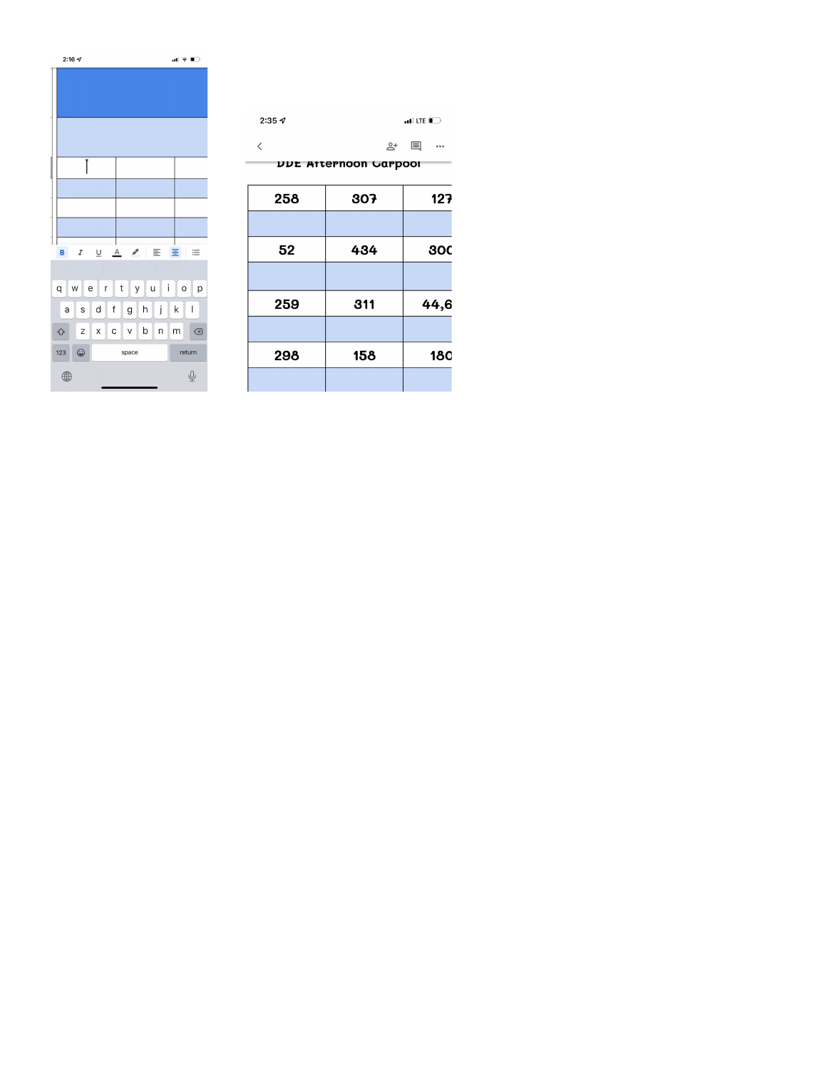DDE Afternoon Carpool

| | | |
|---|---|---|
| 258 | 307 | 127 |
| | | |
| 52 | 434 | 300 |
| | | |
| 259 | 311 | 44,6 |
| | | |
| 298 | 158 | 180 |
| | | |